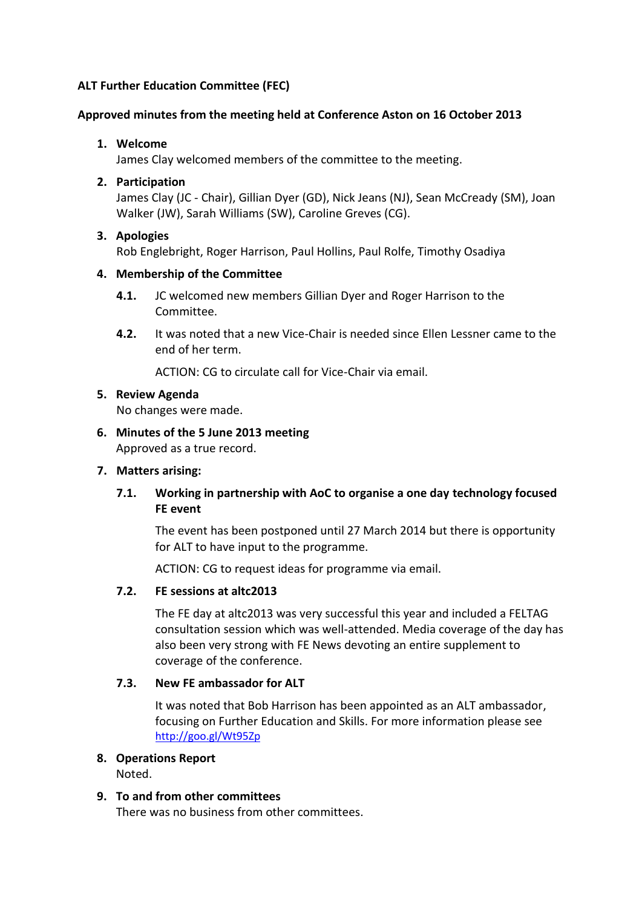**ALT Further Education Committee (FEC)**

**Approved minutes from the meeting held at Conference Aston on 16 October 2013**

1. **Welcome**
   James Clay welcomed members of the committee to the meeting.

2. **Participation**
   James Clay (JC - Chair), Gillian Dyer (GD), Nick Jeans (NJ), Sean McCready (SM), Joan Walker (JW), Sarah Williams (SW), Caroline Greves (CG).

3. **Apologies**
   Rob Englebright, Roger Harrison, Paul Hollins, Paul Rolfe, Timothy Osadiya

4. **Membership of the Committee**

   **4.1.** JC welcomed new members Gillian Dyer and Roger Harrison to the Committee.

   **4.2.** It was noted that a new Vice-Chair is needed since Ellen Lessner came to the end of her term.

   ACTION: CG to circulate call for Vice-Chair via email.

5. **Review Agenda**
   No changes were made.

6. **Minutes of the 5 June 2013 meeting**
   Approved as a true record.

7. **Matters arising:**

   **7.1. Working in partnership with AoC to organise a one day technology focused FE event**

   The event has been postponed until 27 March 2014 but there is opportunity for ALT to have input to the programme.

   ACTION: CG to request ideas for programme via email.

   **7.2. FE sessions at altc2013**

   The FE day at altc2013 was very successful this year and included a FELTAG consultation session which was well-attended. Media coverage of the day has also been very strong with FE News devoting an entire supplement to coverage of the conference.

   **7.3. New FE ambassador for ALT**

   It was noted that Bob Harrison has been appointed as an ALT ambassador, focusing on Further Education and Skills. For more information please see http://goo.gl/Wt95Zp

8. **Operations Report**
   Noted.

9. **To and from other committees**
   There was no business from other committees.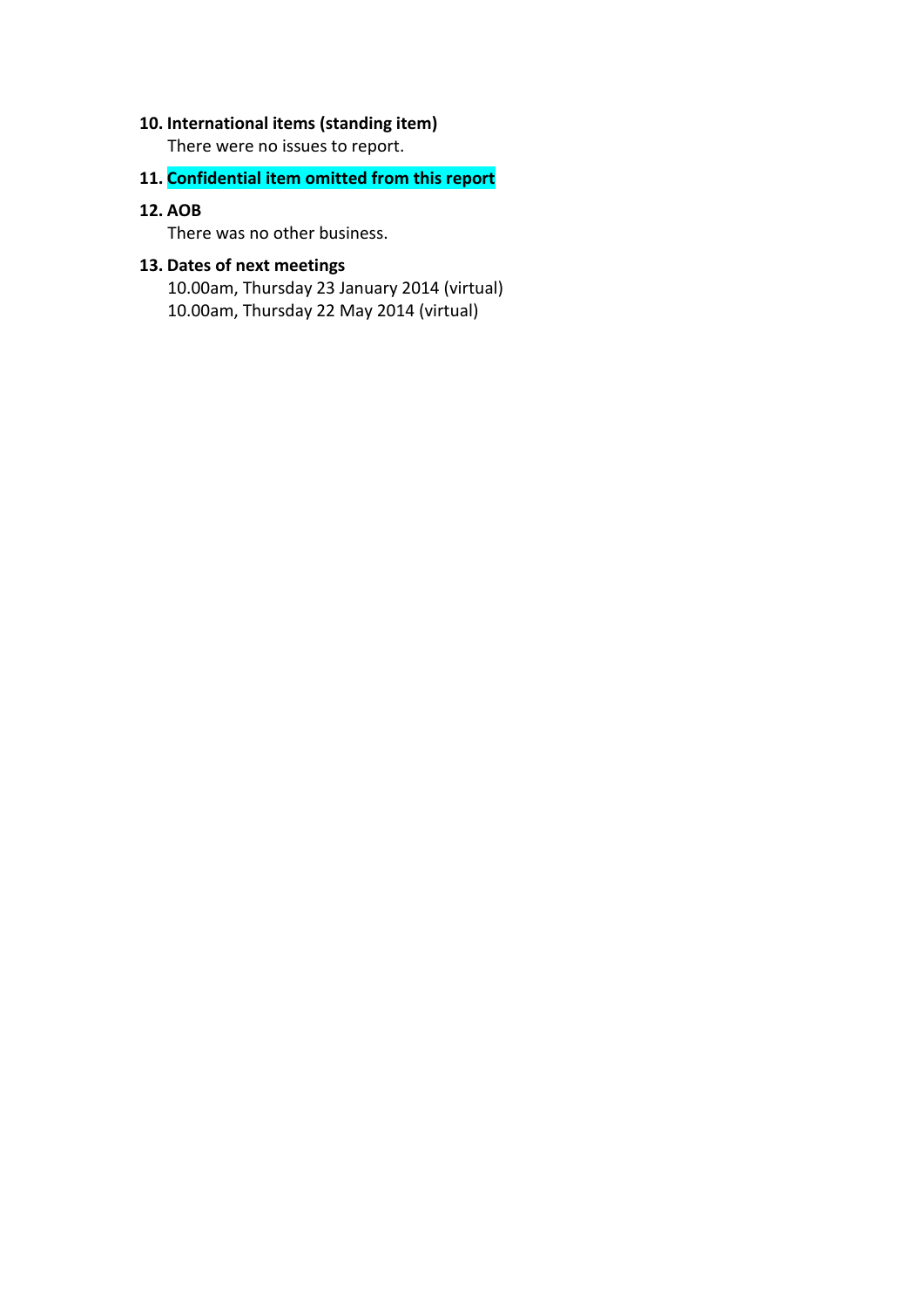**10. International items (standing item)**

There were no issues to report.

**11. Confidential item omitted from this report**

**12. AOB**

There was no other business.

**13. Dates of next meetings**

10.00am, Thursday 23 January 2014 (virtual)
10.00am, Thursday 22 May 2014 (virtual)